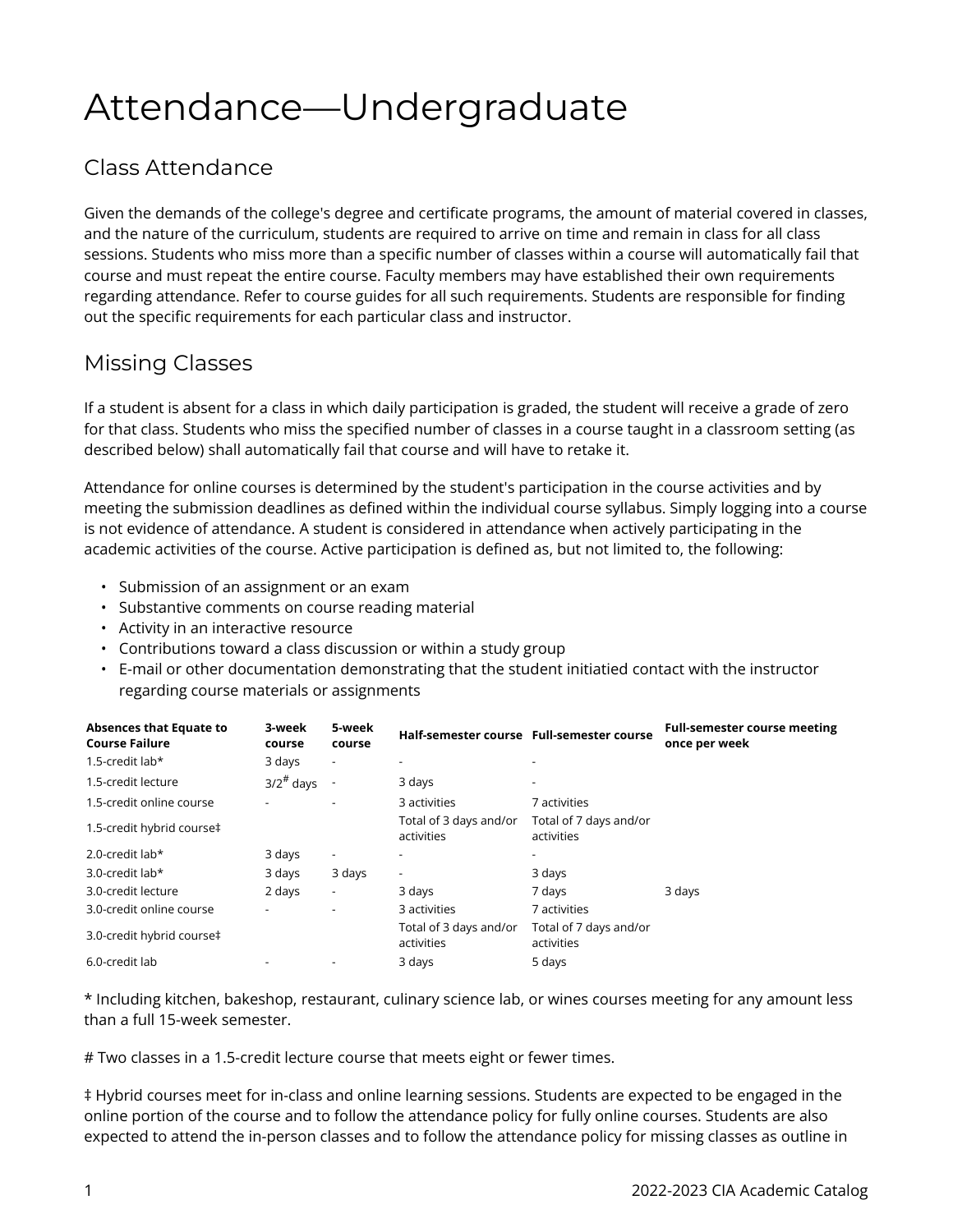# Attendance—Undergraduate

## Class Attendance

Given the demands of the college's degree and certificate programs, the amount of material covered in classes, and the nature of the curriculum, students are required to arrive on time and remain in class for all class sessions. Students who miss more than a specific number of classes within a course will automatically fail that course and must repeat the entire course. Faculty members may have established their own requirements regarding attendance. Refer to course guides for all such requirements. Students are responsible for finding out the specific requirements for each particular class and instructor.

## Missing Classes

If a student is absent for a class in which daily participation is graded, the student will receive a grade of zero for that class. Students who miss the specified number of classes in a course taught in a classroom setting (as described below) shall automatically fail that course and will have to retake it.

Attendance for online courses is determined by the student's participation in the course activities and by meeting the submission deadlines as defined within the individual course syllabus. Simply logging into a course is not evidence of attendance. A student is considered in attendance when actively participating in the academic activities of the course. Active participation is defined as, but not limited to, the following:

- Submission of an assignment or an exam
- Substantive comments on course reading material
- Activity in an interactive resource
- Contributions toward a class discussion or within a study group
- E-mail or other documentation demonstrating that the student initiatied contact with the instructor regarding course materials or assignments

| Absences that Equate to Course Failure | 3-week course | 5-week course | Half-semester course | Full-semester course | Full-semester course meeting once per week |
|---|---|---|---|---|---|
| 1.5-credit lab* | 3 days | - | - | - | |
| 1.5-credit lecture | 3/2# days | - | 3 days | - | |
| 1.5-credit online course | - | - | 3 activities | 7 activities | |
| 1.5-credit hybrid course‡ | | | Total of 3 days and/or activities | Total of 7 days and/or activities | |
| 2.0-credit lab* | 3 days | - | - | - | |
| 3.0-credit lab* | 3 days | 3 days | - | 3 days | |
| 3.0-credit lecture | 2 days | - | 3 days | 7 days | 3 days |
| 3.0-credit online course | - | - | 3 activities | 7 activities | |
| 3.0-credit hybrid course‡ | | | Total of 3 days and/or activities | Total of 7 days and/or activities | |
| 6.0-credit lab | - | - | 3 days | 5 days | |

* Including kitchen, bakeshop, restaurant, culinary science lab, or wines courses meeting for any amount less than a full 15-week semester.

# Two classes in a 1.5-credit lecture course that meets eight or fewer times.

‡ Hybrid courses meet for in-class and online learning sessions. Students are expected to be engaged in the online portion of the course and to follow the attendance policy for fully online courses. Students are also expected to attend the in-person classes and to follow the attendance policy for missing classes as outline in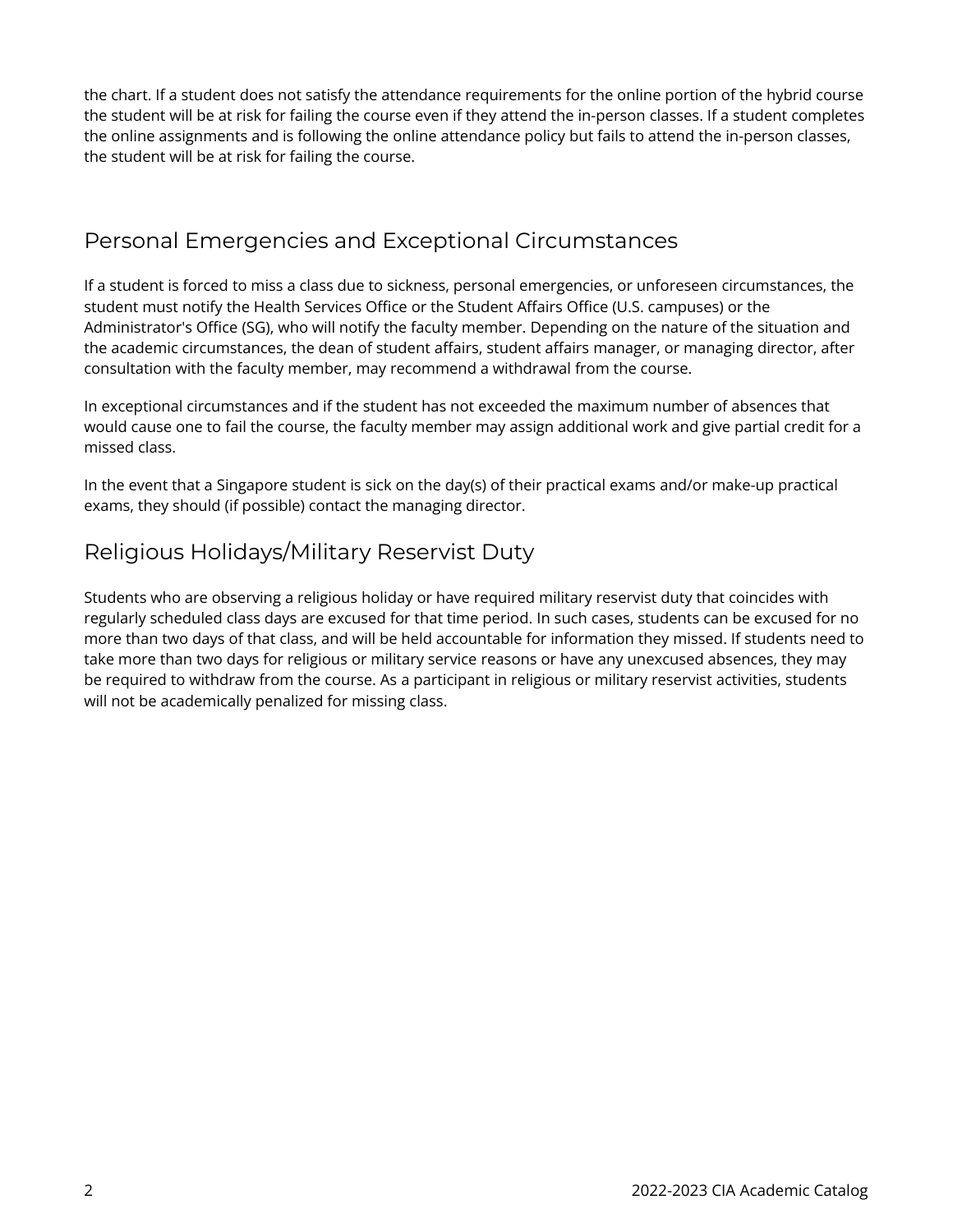the chart. If a student does not satisfy the attendance requirements for the online portion of the hybrid course the student will be at risk for failing the course even if they attend the in-person classes. If a student completes the online assignments and is following the online attendance policy but fails to attend the in-person classes, the student will be at risk for failing the course.

## Personal Emergencies and Exceptional Circumstances

If a student is forced to miss a class due to sickness, personal emergencies, or unforeseen circumstances, the student must notify the Health Services Office or the Student Affairs Office (U.S. campuses) or the Administrator's Office (SG), who will notify the faculty member. Depending on the nature of the situation and the academic circumstances, the dean of student affairs, student affairs manager, or managing director, after consultation with the faculty member, may recommend a withdrawal from the course.

In exceptional circumstances and if the student has not exceeded the maximum number of absences that would cause one to fail the course, the faculty member may assign additional work and give partial credit for a missed class.

In the event that a Singapore student is sick on the day(s) of their practical exams and/or make-up practical exams, they should (if possible) contact the managing director.

## Religious Holidays/Military Reservist Duty

Students who are observing a religious holiday or have required military reservist duty that coincides with regularly scheduled class days are excused for that time period. In such cases, students can be excused for no more than two days of that class, and will be held accountable for information they missed. If students need to take more than two days for religious or military service reasons or have any unexcused absences, they may be required to withdraw from the course. As a participant in religious or military reservist activities, students will not be academically penalized for missing class.